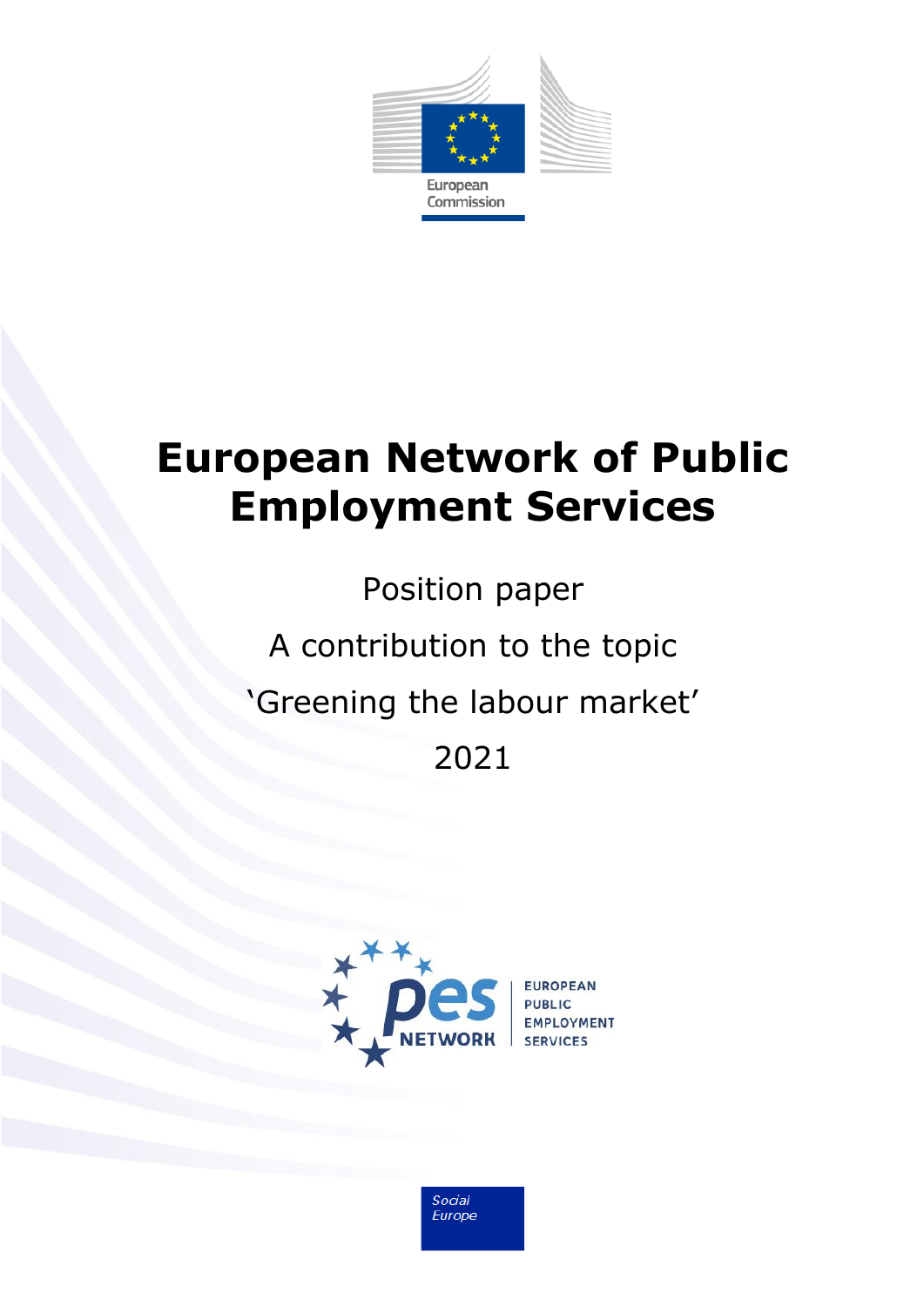# European Network of Public Employment Services

Position paper

A contribution to the topic

'Greening the labour market'

2021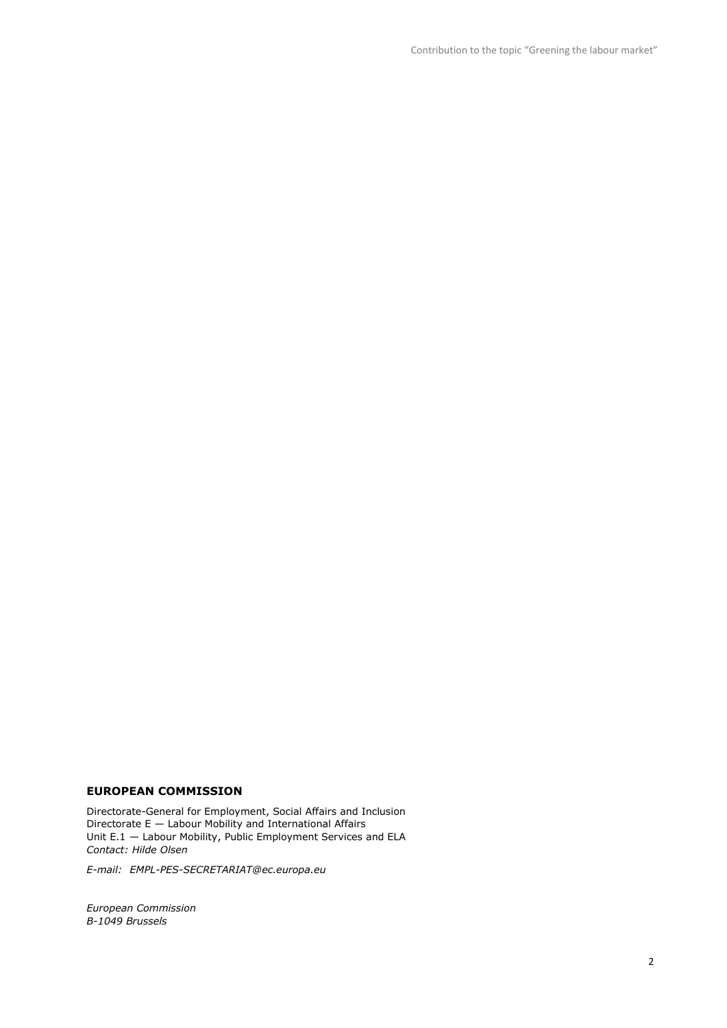**EUROPEAN COMMISSION**

Directorate-General for Employment, Social Affairs and Inclusion
Directorate E — Labour Mobility and International Affairs
Unit E.1 — Labour Mobility, Public Employment Services and ELA
*Contact: Hilde Olsen*

*E-mail: EMPL-PES-SECRETARIAT@ec.europa.eu*

*European Commission*
*B-1049 Brussels*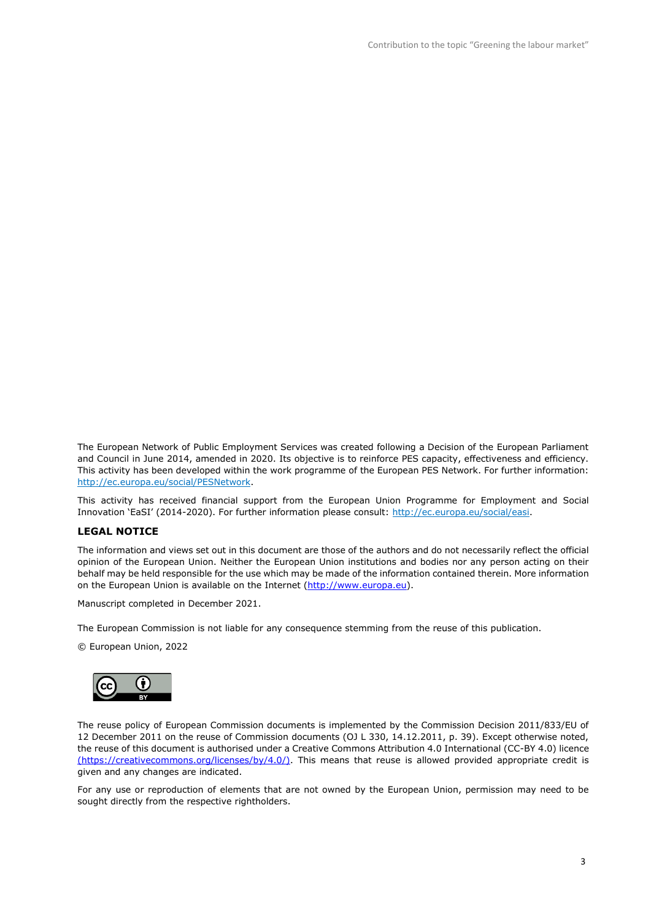The European Network of Public Employment Services was created following a Decision of the European Parliament and Council in June 2014, amended in 2020. Its objective is to reinforce PES capacity, effectiveness and efficiency. This activity has been developed within the work programme of the European PES Network. For further information: [http://ec.europa.eu/social/PESNetwork](http://ec.europa.eu/social/PESNetwork).

This activity has received financial support from the European Union Programme for Employment and Social Innovation 'EaSI' (2014-2020). For further information please consult: [http://ec.europa.eu/social/easi](http://ec.europa.eu/social/easi).

**LEGAL NOTICE**

The information and views set out in this document are those of the authors and do not necessarily reflect the official opinion of the European Union. Neither the European Union institutions and bodies nor any person acting on their behalf may be held responsible for the use which may be made of the information contained therein. More information on the European Union is available on the Internet ([http://www.europa.eu](http://www.europa.eu)).

Manuscript completed in December 2021.

The European Commission is not liable for any consequence stemming from the reuse of this publication.

© European Union, 2022

The reuse policy of European Commission documents is implemented by the Commission Decision 2011/833/EU of 12 December 2011 on the reuse of Commission documents (OJ L 330, 14.12.2011, p. 39). Except otherwise noted, the reuse of this document is authorised under a Creative Commons Attribution 4.0 International (CC-BY 4.0) licence [(https://creativecommons.org/licenses/by/4.0/)](https://creativecommons.org/licenses/by/4.0/). This means that reuse is allowed provided appropriate credit is given and any changes are indicated.

For any use or reproduction of elements that are not owned by the European Union, permission may need to be sought directly from the respective rightholders.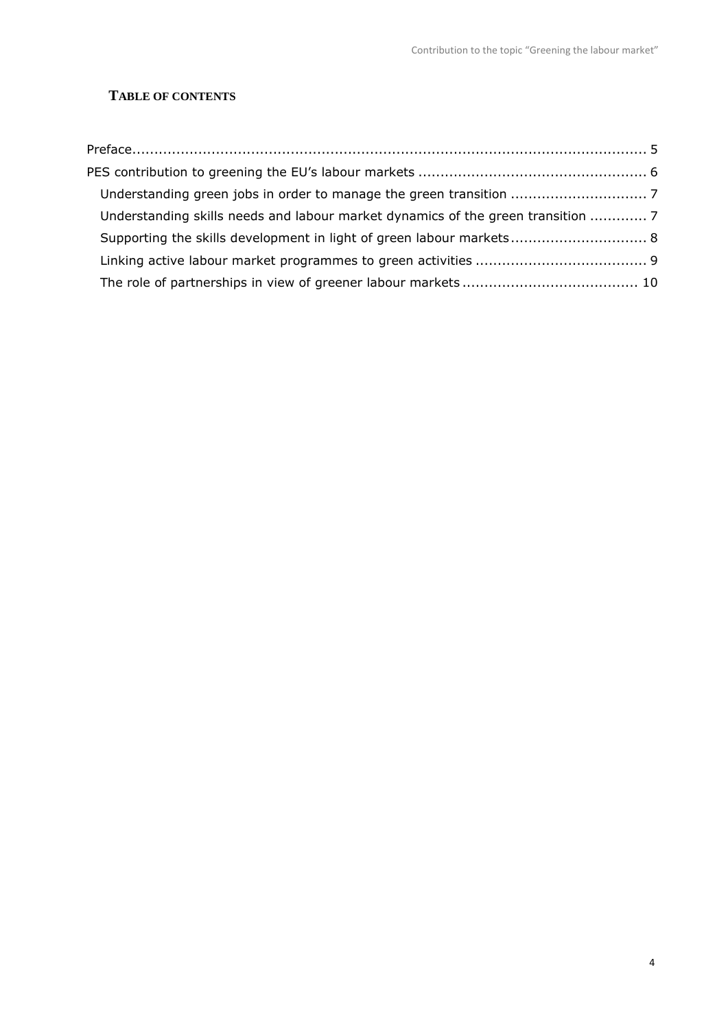## TABLE OF CONTENTS

Preface ........................................................................................................ 5
PES contribution to greening the EU's labour markets .................................................... 6
 Understanding green jobs in order to manage the green transition .............................. 7
 Understanding skills needs and labour market dynamics of the green transition ............ 7
 Supporting the skills development in light of green labour markets.............................. 8
 Linking active labour market programmes to green activities ...................................... 9
 The role of partnerships in view of greener labour markets ....................................... 10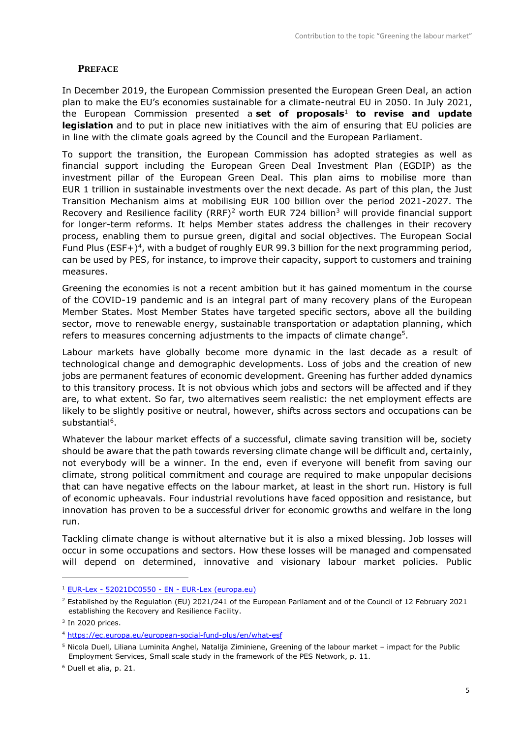## PREFACE

In December 2019, the European Commission presented the European Green Deal, an action plan to make the EU's economies sustainable for a climate-neutral EU in 2050. In July 2021, the European Commission presented a **set of proposals**[1] **to revise and update legislation** and to put in place new initiatives with the aim of ensuring that EU policies are in line with the climate goals agreed by the Council and the European Parliament.

To support the transition, the European Commission has adopted strategies as well as financial support including the European Green Deal Investment Plan (EGDIP) as the investment pillar of the European Green Deal. This plan aims to mobilise more than EUR 1 trillion in sustainable investments over the next decade. As part of this plan, the Just Transition Mechanism aims at mobilising EUR 100 billion over the period 2021-2027. The Recovery and Resilience facility (RRF)[2] worth EUR 724 billion[3] will provide financial support for longer-term reforms. It helps Member states address the challenges in their recovery process, enabling them to pursue green, digital and social objectives. The European Social Fund Plus (ESF+)[4], with a budget of roughly EUR 99.3 billion for the next programming period, can be used by PES, for instance, to improve their capacity, support to customers and training measures.

Greening the economies is not a recent ambition but it has gained momentum in the course of the COVID-19 pandemic and is an integral part of many recovery plans of the European Member States. Most Member States have targeted specific sectors, above all the building sector, move to renewable energy, sustainable transportation or adaptation planning, which refers to measures concerning adjustments to the impacts of climate change[5].

Labour markets have globally become more dynamic in the last decade as a result of technological change and demographic developments. Loss of jobs and the creation of new jobs are permanent features of economic development. Greening has further added dynamics to this transitory process. It is not obvious which jobs and sectors will be affected and if they are, to what extent. So far, two alternatives seem realistic: the net employment effects are likely to be slightly positive or neutral, however, shifts across sectors and occupations can be substantial[6].

Whatever the labour market effects of a successful, climate saving transition will be, society should be aware that the path towards reversing climate change will be difficult and, certainly, not everybody will be a winner. In the end, even if everyone will benefit from saving our climate, strong political commitment and courage are required to make unpopular decisions that can have negative effects on the labour market, at least in the short run. History is full of economic upheavals. Four industrial revolutions have faced opposition and resistance, but innovation has proven to be a successful driver for economic growths and welfare in the long run.

Tackling climate change is without alternative but it is also a mixed blessing. Job losses will occur in some occupations and sectors. How these losses will be managed and compensated will depend on determined, innovative and visionary labour market policies. Public

---

[1] EUR-Lex - 52021DC0550 - EN - EUR-Lex (europa.eu)

[2] Established by the Regulation (EU) 2021/241 of the European Parliament and of the Council of 12 February 2021 establishing the Recovery and Resilience Facility.

[3] In 2020 prices.

[4] https://ec.europa.eu/european-social-fund-plus/en/what-esf

[5] Nicola Duell, Liliana Luminita Anghel, Natalija Ziminiene, Greening of the labour market – impact for the Public Employment Services, Small scale study in the framework of the PES Network, p. 11.

[6] Duell et alia, p. 21.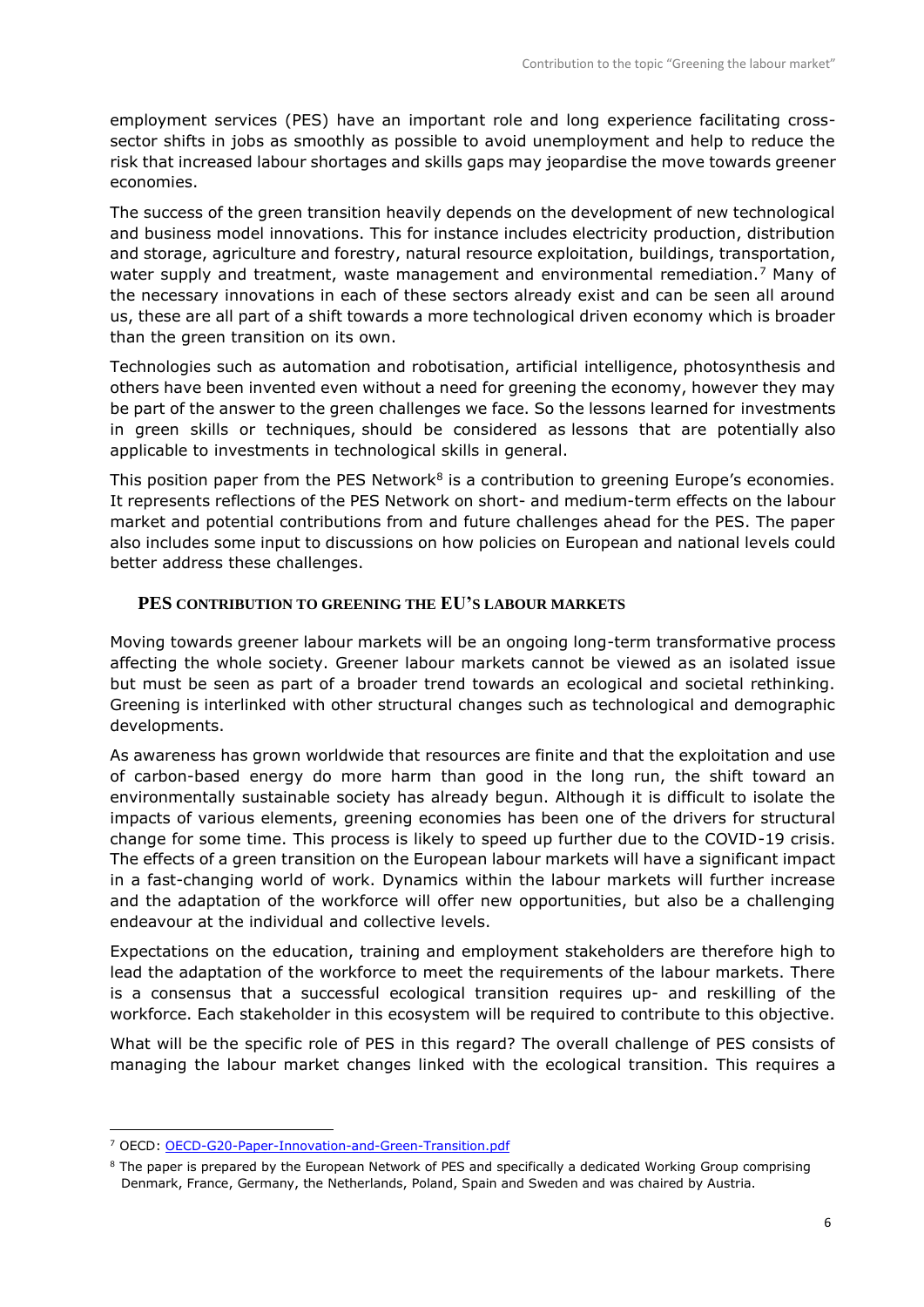employment services (PES) have an important role and long experience facilitating cross-sector shifts in jobs as smoothly as possible to avoid unemployment and help to reduce the risk that increased labour shortages and skills gaps may jeopardise the move towards greener economies.

The success of the green transition heavily depends on the development of new technological and business model innovations. This for instance includes electricity production, distribution and storage, agriculture and forestry, natural resource exploitation, buildings, transportation, water supply and treatment, waste management and environmental remediation.[7] Many of the necessary innovations in each of these sectors already exist and can be seen all around us, these are all part of a shift towards a more technological driven economy which is broader than the green transition on its own.

Technologies such as automation and robotisation, artificial intelligence, photosynthesis and others have been invented even without a need for greening the economy, however they may be part of the answer to the green challenges we face. So the lessons learned for investments in green skills or techniques, should be considered as lessons that are potentially also applicable to investments in technological skills in general.

This position paper from the PES Network[8] is a contribution to greening Europe's economies. It represents reflections of the PES Network on short- and medium-term effects on the labour market and potential contributions from and future challenges ahead for the PES. The paper also includes some input to discussions on how policies on European and national levels could better address these challenges.

## PES CONTRIBUTION TO GREENING THE EU'S LABOUR MARKETS

Moving towards greener labour markets will be an ongoing long-term transformative process affecting the whole society. Greener labour markets cannot be viewed as an isolated issue but must be seen as part of a broader trend towards an ecological and societal rethinking. Greening is interlinked with other structural changes such as technological and demographic developments.

As awareness has grown worldwide that resources are finite and that the exploitation and use of carbon-based energy do more harm than good in the long run, the shift toward an environmentally sustainable society has already begun. Although it is difficult to isolate the impacts of various elements, greening economies has been one of the drivers for structural change for some time. This process is likely to speed up further due to the COVID-19 crisis. The effects of a green transition on the European labour markets will have a significant impact in a fast-changing world of work. Dynamics within the labour markets will further increase and the adaptation of the workforce will offer new opportunities, but also be a challenging endeavour at the individual and collective levels.

Expectations on the education, training and employment stakeholders are therefore high to lead the adaptation of the workforce to meet the requirements of the labour markets. There is a consensus that a successful ecological transition requires up- and reskilling of the workforce. Each stakeholder in this ecosystem will be required to contribute to this objective.

What will be the specific role of PES in this regard? The overall challenge of PES consists of managing the labour market changes linked with the ecological transition. This requires a

---

[7] OECD: OECD-G20-Paper-Innovation-and-Green-Transition.pdf

[8] The paper is prepared by the European Network of PES and specifically a dedicated Working Group comprising Denmark, France, Germany, the Netherlands, Poland, Spain and Sweden and was chaired by Austria.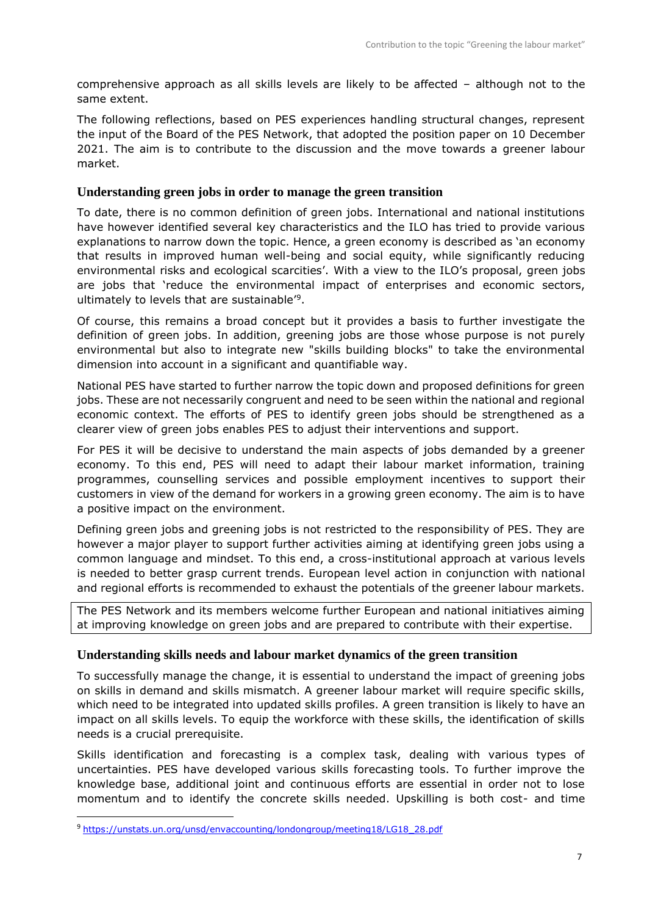comprehensive approach as all skills levels are likely to be affected – although not to the same extent.

The following reflections, based on PES experiences handling structural changes, represent the input of the Board of the PES Network, that adopted the position paper on 10 December 2021. The aim is to contribute to the discussion and the move towards a greener labour market.

## Understanding green jobs in order to manage the green transition

To date, there is no common definition of green jobs. International and national institutions have however identified several key characteristics and the ILO has tried to provide various explanations to narrow down the topic. Hence, a green economy is described as 'an economy that results in improved human well-being and social equity, while significantly reducing environmental risks and ecological scarcities'. With a view to the ILO's proposal, green jobs are jobs that 'reduce the environmental impact of enterprises and economic sectors, ultimately to levels that are sustainable'[9].

Of course, this remains a broad concept but it provides a basis to further investigate the definition of green jobs. In addition, greening jobs are those whose purpose is not purely environmental but also to integrate new "skills building blocks" to take the environmental dimension into account in a significant and quantifiable way.

National PES have started to further narrow the topic down and proposed definitions for green jobs. These are not necessarily congruent and need to be seen within the national and regional economic context. The efforts of PES to identify green jobs should be strengthened as a clearer view of green jobs enables PES to adjust their interventions and support.

For PES it will be decisive to understand the main aspects of jobs demanded by a greener economy. To this end, PES will need to adapt their labour market information, training programmes, counselling services and possible employment incentives to support their customers in view of the demand for workers in a growing green economy. The aim is to have a positive impact on the environment.

Defining green jobs and greening jobs is not restricted to the responsibility of PES. They are however a major player to support further activities aiming at identifying green jobs using a common language and mindset. To this end, a cross-institutional approach at various levels is needed to better grasp current trends. European level action in conjunction with national and regional efforts is recommended to exhaust the potentials of the greener labour markets.

> The PES Network and its members welcome further European and national initiatives aiming at improving knowledge on green jobs and are prepared to contribute with their expertise.

## Understanding skills needs and labour market dynamics of the green transition

To successfully manage the change, it is essential to understand the impact of greening jobs on skills in demand and skills mismatch. A greener labour market will require specific skills, which need to be integrated into updated skills profiles. A green transition is likely to have an impact on all skills levels. To equip the workforce with these skills, the identification of skills needs is a crucial prerequisite.

Skills identification and forecasting is a complex task, dealing with various types of uncertainties. PES have developed various skills forecasting tools. To further improve the knowledge base, additional joint and continuous efforts are essential in order not to lose momentum and to identify the concrete skills needed. Upskilling is both cost- and time

---

[9] https://unstats.un.org/unsd/envaccounting/londongroup/meeting18/LG18_28.pdf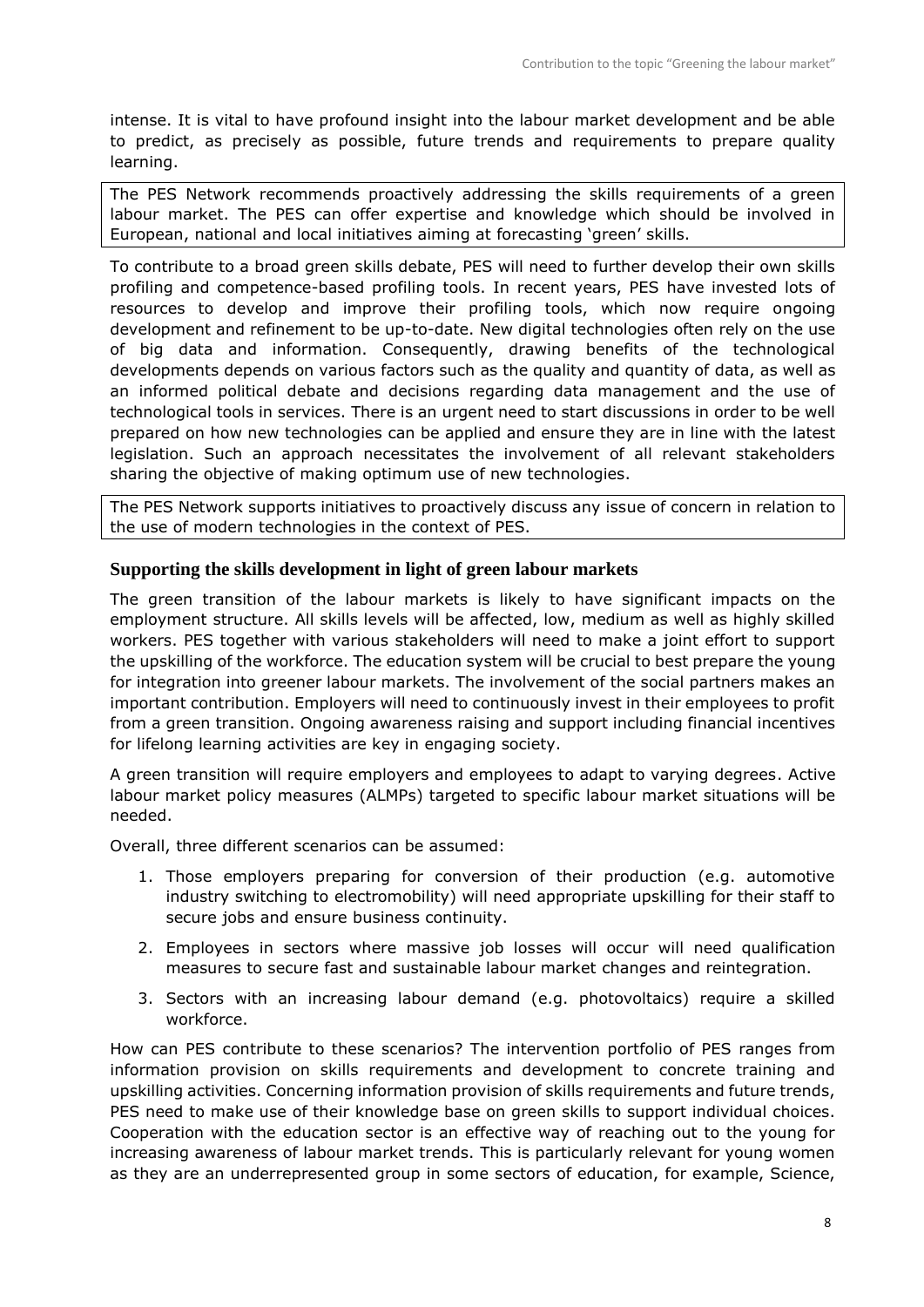intense. It is vital to have profound insight into the labour market development and be able to predict, as precisely as possible, future trends and requirements to prepare quality learning.

> The PES Network recommends proactively addressing the skills requirements of a green labour market. The PES can offer expertise and knowledge which should be involved in European, national and local initiatives aiming at forecasting 'green' skills.

To contribute to a broad green skills debate, PES will need to further develop their own skills profiling and competence-based profiling tools. In recent years, PES have invested lots of resources to develop and improve their profiling tools, which now require ongoing development and refinement to be up-to-date. New digital technologies often rely on the use of big data and information. Consequently, drawing benefits of the technological developments depends on various factors such as the quality and quantity of data, as well as an informed political debate and decisions regarding data management and the use of technological tools in services. There is an urgent need to start discussions in order to be well prepared on how new technologies can be applied and ensure they are in line with the latest legislation. Such an approach necessitates the involvement of all relevant stakeholders sharing the objective of making optimum use of new technologies.

> The PES Network supports initiatives to proactively discuss any issue of concern in relation to the use of modern technologies in the context of PES.

## Supporting the skills development in light of green labour markets

The green transition of the labour markets is likely to have significant impacts on the employment structure. All skills levels will be affected, low, medium as well as highly skilled workers. PES together with various stakeholders will need to make a joint effort to support the upskilling of the workforce. The education system will be crucial to best prepare the young for integration into greener labour markets. The involvement of the social partners makes an important contribution. Employers will need to continuously invest in their employees to profit from a green transition. Ongoing awareness raising and support including financial incentives for lifelong learning activities are key in engaging society.

A green transition will require employers and employees to adapt to varying degrees. Active labour market policy measures (ALMPs) targeted to specific labour market situations will be needed.

Overall, three different scenarios can be assumed:

1. Those employers preparing for conversion of their production (e.g. automotive industry switching to electromobility) will need appropriate upskilling for their staff to secure jobs and ensure business continuity.
2. Employees in sectors where massive job losses will occur will need qualification measures to secure fast and sustainable labour market changes and reintegration.
3. Sectors with an increasing labour demand (e.g. photovoltaics) require a skilled workforce.

How can PES contribute to these scenarios? The intervention portfolio of PES ranges from information provision on skills requirements and development to concrete training and upskilling activities. Concerning information provision of skills requirements and future trends, PES need to make use of their knowledge base on green skills to support individual choices. Cooperation with the education sector is an effective way of reaching out to the young for increasing awareness of labour market trends. This is particularly relevant for young women as they are an underrepresented group in some sectors of education, for example, Science,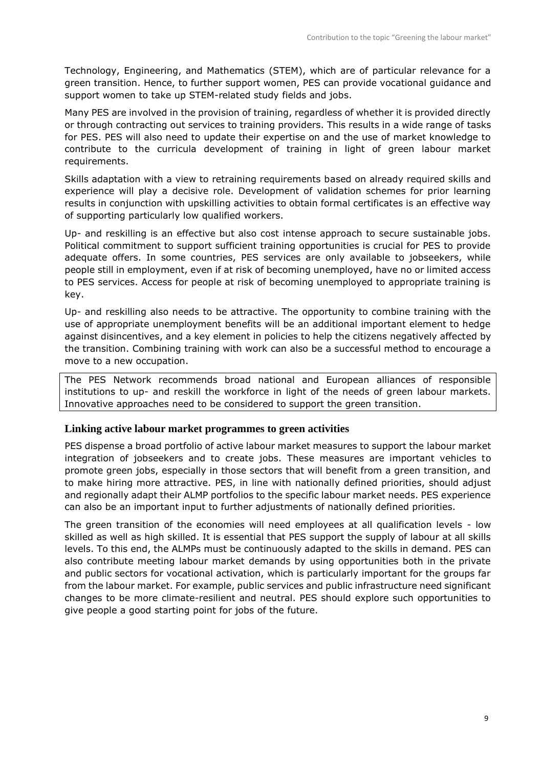Technology, Engineering, and Mathematics (STEM), which are of particular relevance for a green transition. Hence, to further support women, PES can provide vocational guidance and support women to take up STEM-related study fields and jobs.

Many PES are involved in the provision of training, regardless of whether it is provided directly or through contracting out services to training providers. This results in a wide range of tasks for PES. PES will also need to update their expertise on and the use of market knowledge to contribute to the curricula development of training in light of green labour market requirements.

Skills adaptation with a view to retraining requirements based on already required skills and experience will play a decisive role. Development of validation schemes for prior learning results in conjunction with upskilling activities to obtain formal certificates is an effective way of supporting particularly low qualified workers.

Up- and reskilling is an effective but also cost intense approach to secure sustainable jobs. Political commitment to support sufficient training opportunities is crucial for PES to provide adequate offers. In some countries, PES services are only available to jobseekers, while people still in employment, even if at risk of becoming unemployed, have no or limited access to PES services. Access for people at risk of becoming unemployed to appropriate training is key.

Up- and reskilling also needs to be attractive. The opportunity to combine training with the use of appropriate unemployment benefits will be an additional important element to hedge against disincentives, and a key element in policies to help the citizens negatively affected by the transition. Combining training with work can also be a successful method to encourage a move to a new occupation.

The PES Network recommends broad national and European alliances of responsible institutions to up- and reskill the workforce in light of the needs of green labour markets. Innovative approaches need to be considered to support the green transition.

### Linking active labour market programmes to green activities

PES dispense a broad portfolio of active labour market measures to support the labour market integration of jobseekers and to create jobs. These measures are important vehicles to promote green jobs, especially in those sectors that will benefit from a green transition, and to make hiring more attractive. PES, in line with nationally defined priorities, should adjust and regionally adapt their ALMP portfolios to the specific labour market needs. PES experience can also be an important input to further adjustments of nationally defined priorities.

The green transition of the economies will need employees at all qualification levels - low skilled as well as high skilled. It is essential that PES support the supply of labour at all skills levels. To this end, the ALMPs must be continuously adapted to the skills in demand. PES can also contribute meeting labour market demands by using opportunities both in the private and public sectors for vocational activation, which is particularly important for the groups far from the labour market. For example, public services and public infrastructure need significant changes to be more climate-resilient and neutral. PES should explore such opportunities to give people a good starting point for jobs of the future.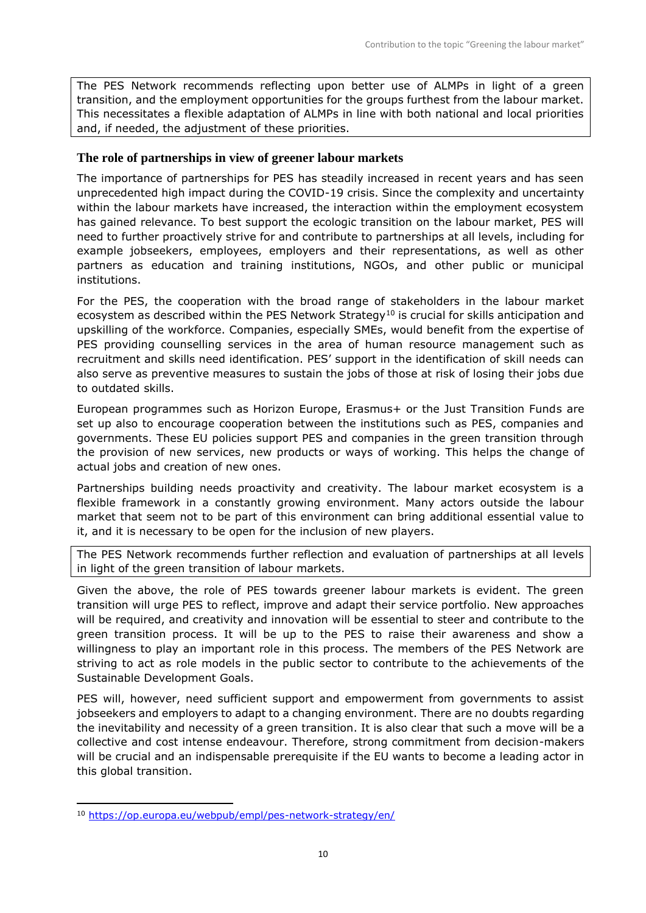The PES Network recommends reflecting upon better use of ALMPs in light of a green transition, and the employment opportunities for the groups furthest from the labour market. This necessitates a flexible adaptation of ALMPs in line with both national and local priorities and, if needed, the adjustment of these priorities.

## The role of partnerships in view of greener labour markets

The importance of partnerships for PES has steadily increased in recent years and has seen unprecedented high impact during the COVID-19 crisis. Since the complexity and uncertainty within the labour markets have increased, the interaction within the employment ecosystem has gained relevance. To best support the ecologic transition on the labour market, PES will need to further proactively strive for and contribute to partnerships at all levels, including for example jobseekers, employees, employers and their representations, as well as other partners as education and training institutions, NGOs, and other public or municipal institutions.

For the PES, the cooperation with the broad range of stakeholders in the labour market ecosystem as described within the PES Network Strategy[10] is crucial for skills anticipation and upskilling of the workforce. Companies, especially SMEs, would benefit from the expertise of PES providing counselling services in the area of human resource management such as recruitment and skills need identification. PES' support in the identification of skill needs can also serve as preventive measures to sustain the jobs of those at risk of losing their jobs due to outdated skills.

European programmes such as Horizon Europe, Erasmus+ or the Just Transition Funds are set up also to encourage cooperation between the institutions such as PES, companies and governments. These EU policies support PES and companies in the green transition through the provision of new services, new products or ways of working. This helps the change of actual jobs and creation of new ones.

Partnerships building needs proactivity and creativity. The labour market ecosystem is a flexible framework in a constantly growing environment. Many actors outside the labour market that seem not to be part of this environment can bring additional essential value to it, and it is necessary to be open for the inclusion of new players.

The PES Network recommends further reflection and evaluation of partnerships at all levels in light of the green transition of labour markets.

Given the above, the role of PES towards greener labour markets is evident. The green transition will urge PES to reflect, improve and adapt their service portfolio. New approaches will be required, and creativity and innovation will be essential to steer and contribute to the green transition process. It will be up to the PES to raise their awareness and show a willingness to play an important role in this process. The members of the PES Network are striving to act as role models in the public sector to contribute to the achievements of the Sustainable Development Goals.

PES will, however, need sufficient support and empowerment from governments to assist jobseekers and employers to adapt to a changing environment. There are no doubts regarding the inevitability and necessity of a green transition. It is also clear that such a move will be a collective and cost intense endeavour. Therefore, strong commitment from decision-makers will be crucial and an indispensable prerequisite if the EU wants to become a leading actor in this global transition.

---

[10] https://op.europa.eu/webpub/empl/pes-network-strategy/en/